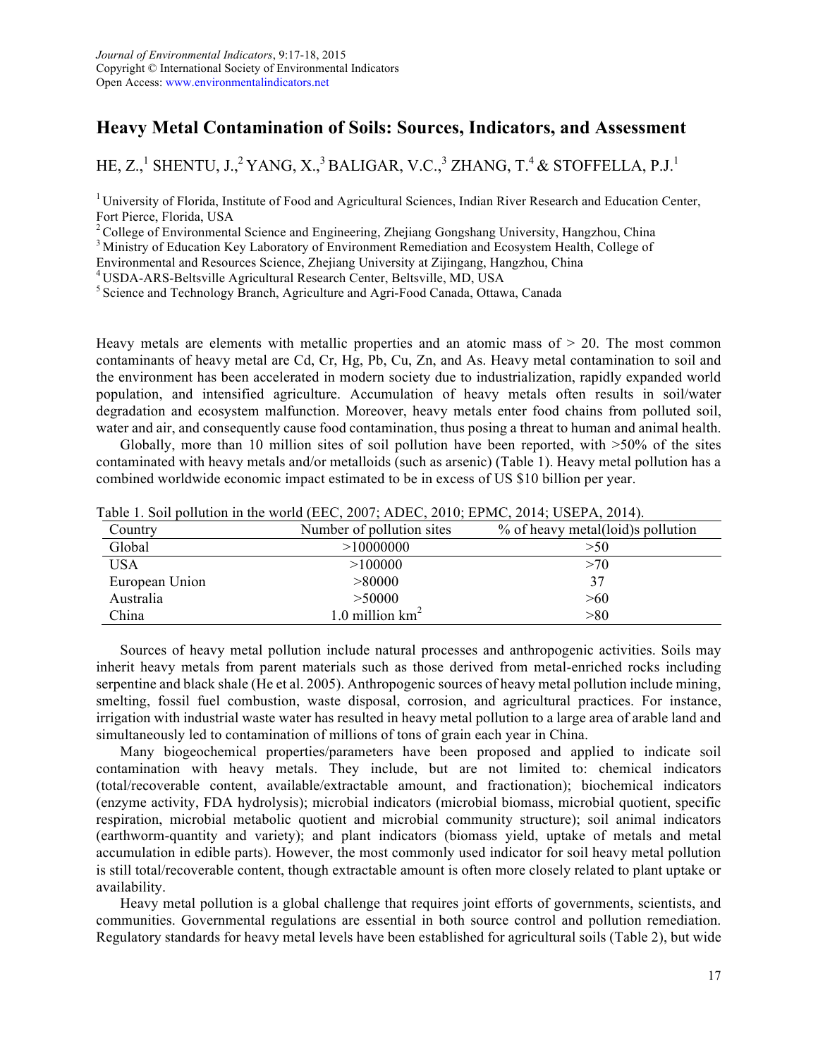# Heavy Metal Contamination of Soils: Sources, Indicators, and Assessment

HE, Z.,[1] SHENTU, J.,[2] YANG, X.,[3] BALIGAR, V.C.,[3] ZHANG, T.[4] & STOFFELLA, P.J.[1]

[1] University of Florida, Institute of Food and Agricultural Sciences, Indian River Research and Education Center, Fort Pierce, Florida, USA
[2] College of Environmental Science and Engineering, Zhejiang Gongshang University, Hangzhou, China
[3] Ministry of Education Key Laboratory of Environment Remediation and Ecosystem Health, College of Environmental and Resources Science, Zhejiang University at Zijingang, Hangzhou, China
[4] USDA-ARS-Beltsville Agricultural Research Center, Beltsville, MD, USA
[5] Science and Technology Branch, Agriculture and Agri-Food Canada, Ottawa, Canada

Heavy metals are elements with metallic properties and an atomic mass of > 20. The most common contaminants of heavy metal are Cd, Cr, Hg, Pb, Cu, Zn, and As. Heavy metal contamination to soil and the environment has been accelerated in modern society due to industrialization, rapidly expanded world population, and intensified agriculture. Accumulation of heavy metals often results in soil/water degradation and ecosystem malfunction. Moreover, heavy metals enter food chains from polluted soil, water and air, and consequently cause food contamination, thus posing a threat to human and animal health.

Globally, more than 10 million sites of soil pollution have been reported, with >50% of the sites contaminated with heavy metals and/or metalloids (such as arsenic) (Table 1). Heavy metal pollution has a combined worldwide economic impact estimated to be in excess of US $10 billion per year.

Table 1. Soil pollution in the world (EEC, 2007; ADEC, 2010; EPMC, 2014; USEPA, 2014).

| Country | Number of pollution sites | % of heavy metal(loid)s pollution |
|---|---|---|
| Global | >10000000 | >50 |
| USA | >100000 | >70 |
| European Union | >80000 | 37 |
| Australia | >50000 | >60 |
| China | 1.0 million $km^2$ | >80 |

Sources of heavy metal pollution include natural processes and anthropogenic activities. Soils may inherit heavy metals from parent materials such as those derived from metal-enriched rocks including serpentine and black shale (He et al. 2005). Anthropogenic sources of heavy metal pollution include mining, smelting, fossil fuel combustion, waste disposal, corrosion, and agricultural practices. For instance, irrigation with industrial waste water has resulted in heavy metal pollution to a large area of arable land and simultaneously led to contamination of millions of tons of grain each year in China.

Many biogeochemical properties/parameters have been proposed and applied to indicate soil contamination with heavy metals. They include, but are not limited to: chemical indicators (total/recoverable content, available/extractable amount, and fractionation); biochemical indicators (enzyme activity, FDA hydrolysis); microbial indicators (microbial biomass, microbial quotient, specific respiration, microbial metabolic quotient and microbial community structure); soil animal indicators (earthworm-quantity and variety); and plant indicators (biomass yield, uptake of metals and metal accumulation in edible parts). However, the most commonly used indicator for soil heavy metal pollution is still total/recoverable content, though extractable amount is often more closely related to plant uptake or availability.

Heavy metal pollution is a global challenge that requires joint efforts of governments, scientists, and communities. Governmental regulations are essential in both source control and pollution remediation. Regulatory standards for heavy metal levels have been established for agricultural soils (Table 2), but wide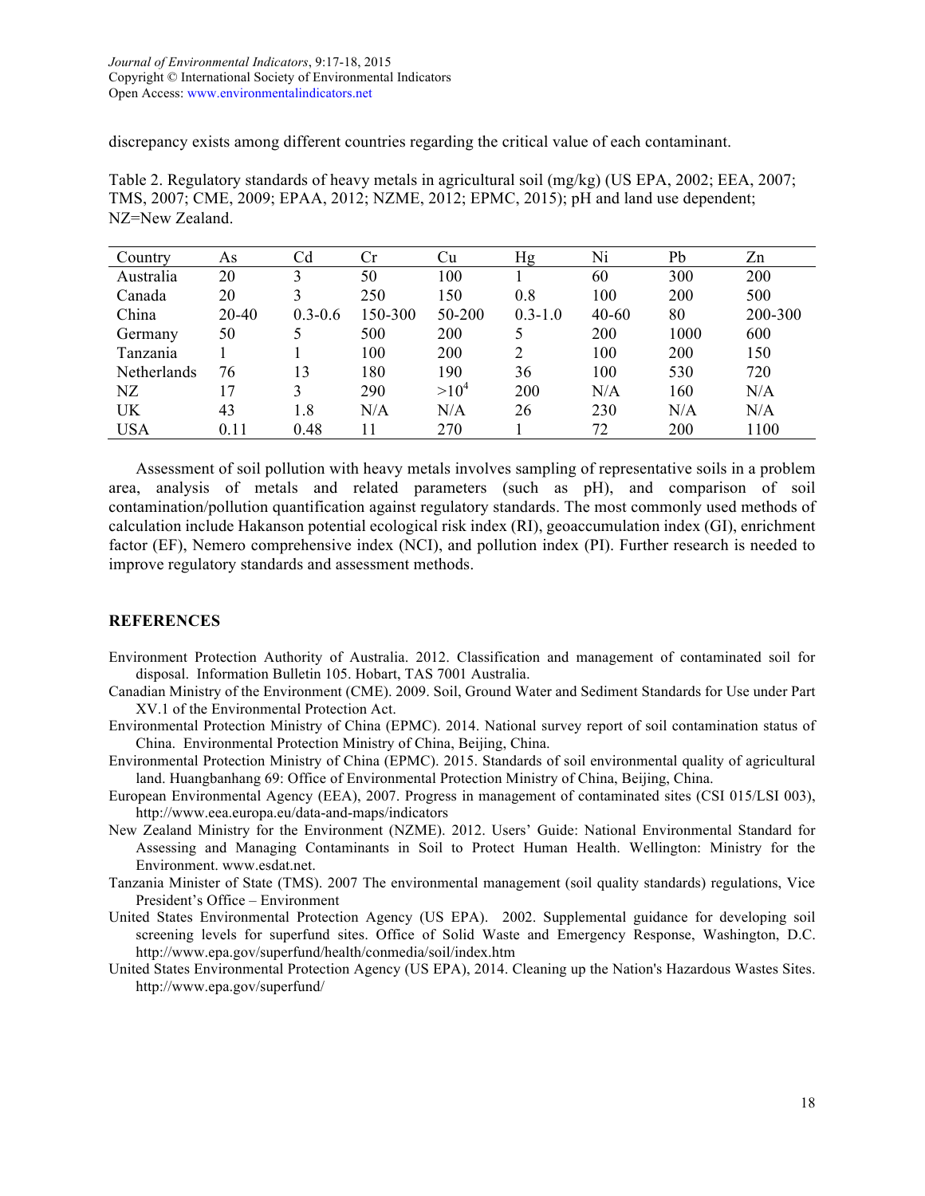discrepancy exists among different countries regarding the critical value of each contaminant.

Table 2. Regulatory standards of heavy metals in agricultural soil (mg/kg) (US EPA, 2002; EEA, 2007; TMS, 2007; CME, 2009; EPAA, 2012; NZME, 2012; EPMC, 2015); pH and land use dependent; NZ=New Zealand.

| Country | As | Cd | Cr | Cu | Hg | Ni | Pb | Zn |
|---|---|---|---|---|---|---|---|---|
| Australia | 20 | 3 | 50 | 100 | 1 | 60 | 300 | 200 |
| Canada | 20 | 3 | 250 | 150 | 0.8 | 100 | 200 | 500 |
| China | 20-40 | 0.3-0.6 | 150-300 | 50-200 | 0.3-1.0 | 40-60 | 80 | 200-300 |
| Germany | 50 | 5 | 500 | 200 | 5 | 200 | 1000 | 600 |
| Tanzania | 1 | 1 | 100 | 200 | 2 | 100 | 200 | 150 |
| Netherlands | 76 | 13 | 180 | 190 | 36 | 100 | 530 | 720 |
| NZ | 17 | 3 | 290 | $>10^4$ | 200 | N/A | 160 | N/A |
| UK | 43 | 1.8 | N/A | N/A | 26 | 230 | N/A | N/A |
| USA | 0.11 | 0.48 | 11 | 270 | 1 | 72 | 200 | 1100 |

Assessment of soil pollution with heavy metals involves sampling of representative soils in a problem area, analysis of metals and related parameters (such as pH), and comparison of soil contamination/pollution quantification against regulatory standards. The most commonly used methods of calculation include Hakanson potential ecological risk index (RI), geoaccumulation index (GI), enrichment factor (EF), Nemero comprehensive index (NCI), and pollution index (PI). Further research is needed to improve regulatory standards and assessment methods.

## REFERENCES

Environment Protection Authority of Australia. 2012. Classification and management of contaminated soil for disposal. Information Bulletin 105. Hobart, TAS 7001 Australia.

Canadian Ministry of the Environment (CME). 2009. Soil, Ground Water and Sediment Standards for Use under Part XV.1 of the Environmental Protection Act.

Environmental Protection Ministry of China (EPMC). 2014. National survey report of soil contamination status of China. Environmental Protection Ministry of China, Beijing, China.

Environmental Protection Ministry of China (EPMC). 2015. Standards of soil environmental quality of agricultural land. Huangbanhang 69: Office of Environmental Protection Ministry of China, Beijing, China.

European Environmental Agency (EEA), 2007. Progress in management of contaminated sites (CSI 015/LSI 003), http://www.eea.europa.eu/data-and-maps/indicators

New Zealand Ministry for the Environment (NZME). 2012. Users' Guide: National Environmental Standard for Assessing and Managing Contaminants in Soil to Protect Human Health. Wellington: Ministry for the Environment. www.esdat.net.

Tanzania Minister of State (TMS). 2007 The environmental management (soil quality standards) regulations, Vice President's Office – Environment

United States Environmental Protection Agency (US EPA). 2002. Supplemental guidance for developing soil screening levels for superfund sites. Office of Solid Waste and Emergency Response, Washington, D.C. http://www.epa.gov/superfund/health/conmedia/soil/index.htm

United States Environmental Protection Agency (US EPA), 2014. Cleaning up the Nation's Hazardous Wastes Sites. http://www.epa.gov/superfund/